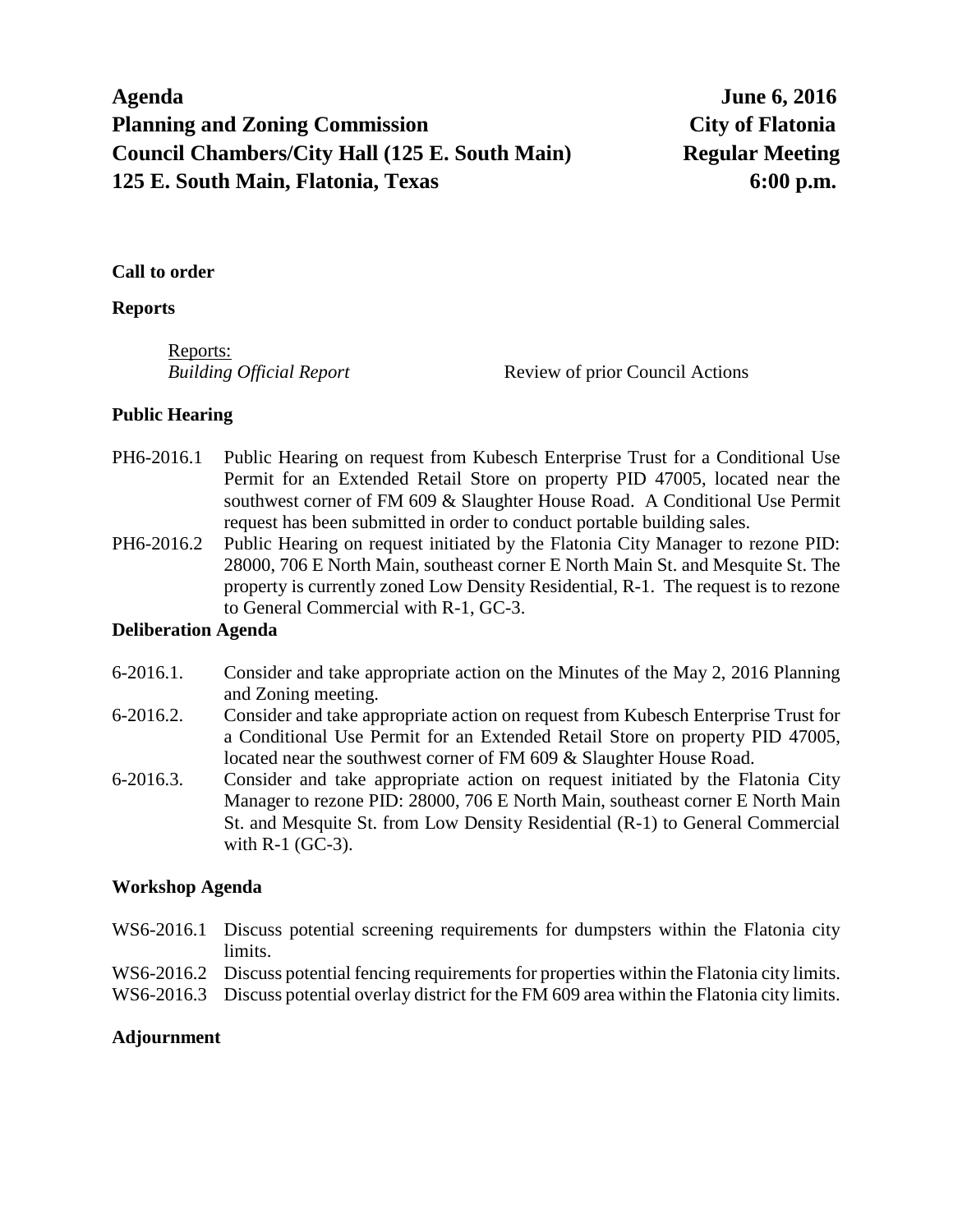**Agenda** **June 6, 2016**
**Planning and Zoning Commission** **City of Flatonia**
**Council Chambers/City Hall (125 E. South Main)** **Regular Meeting**
**125 E. South Main, Flatonia, Texas** **6:00 p.m.**

**Call to order**

**Reports**

Reports:
*Building Official Report* Review of prior Council Actions

**Public Hearing**

PH6-2016.1 Public Hearing on request from Kubesch Enterprise Trust for a Conditional Use Permit for an Extended Retail Store on property PID 47005, located near the southwest corner of FM 609 & Slaughter House Road. A Conditional Use Permit request has been submitted in order to conduct portable building sales.

PH6-2016.2 Public Hearing on request initiated by the Flatonia City Manager to rezone PID: 28000, 706 E North Main, southeast corner E North Main St. and Mesquite St. The property is currently zoned Low Density Residential, R-1. The request is to rezone to General Commercial with R-1, GC-3.

**Deliberation Agenda**

6-2016.1. Consider and take appropriate action on the Minutes of the May 2, 2016 Planning and Zoning meeting.

6-2016.2. Consider and take appropriate action on request from Kubesch Enterprise Trust for a Conditional Use Permit for an Extended Retail Store on property PID 47005, located near the southwest corner of FM 609 & Slaughter House Road.

6-2016.3. Consider and take appropriate action on request initiated by the Flatonia City Manager to rezone PID: 28000, 706 E North Main, southeast corner E North Main St. and Mesquite St. from Low Density Residential (R-1) to General Commercial with R-1 (GC-3).

**Workshop Agenda**

WS6-2016.1 Discuss potential screening requirements for dumpsters within the Flatonia city limits.

WS6-2016.2 Discuss potential fencing requirements for properties within the Flatonia city limits.

WS6-2016.3 Discuss potential overlay district for the FM 609 area within the Flatonia city limits.

**Adjournment**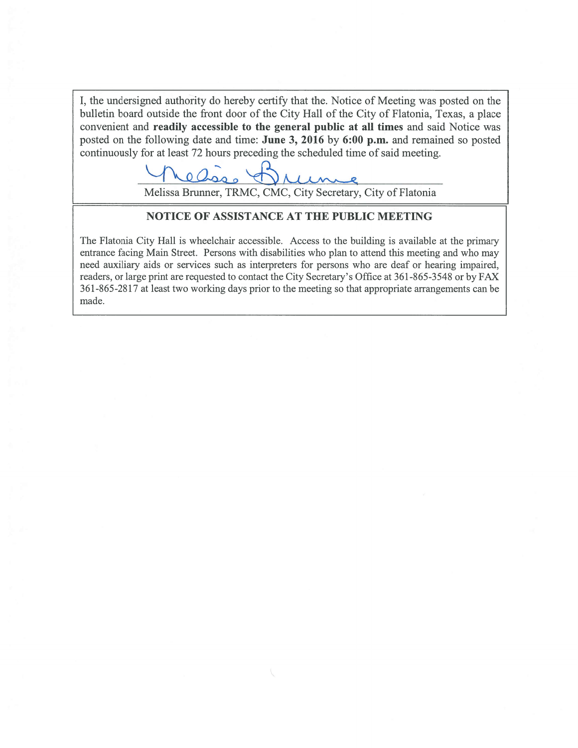I, the undersigned authority do hereby certify that the. Notice of Meeting was posted on the bulletin board outside the front door of the City Hall of the City of Flatonia, Texas, a place convenient and **readily accessible to the general public at all times** and said Notice was posted on the following date and time: **June 3, 2016** by **6:00 p.m.** and remained so posted continuously for at least 72 hours preceding the scheduled time of said meeting.

Melissa Brunner, TRMC, CMC, City Secretary, City of Flatonia

## NOTICE OF ASSISTANCE AT THE PUBLIC MEETING

The Flatonia City Hall is wheelchair accessible. Access to the building is available at the primary entrance facing Main Street. Persons with disabilities who plan to attend this meeting and who may need auxiliary aids or services such as interpreters for persons who are deaf or hearing impaired, readers, or large print are requested to contact the City Secretary's Office at 361-865-3548 or by FAX 361-865-2817 at least two working days prior to the meeting so that appropriate arrangements can be made.